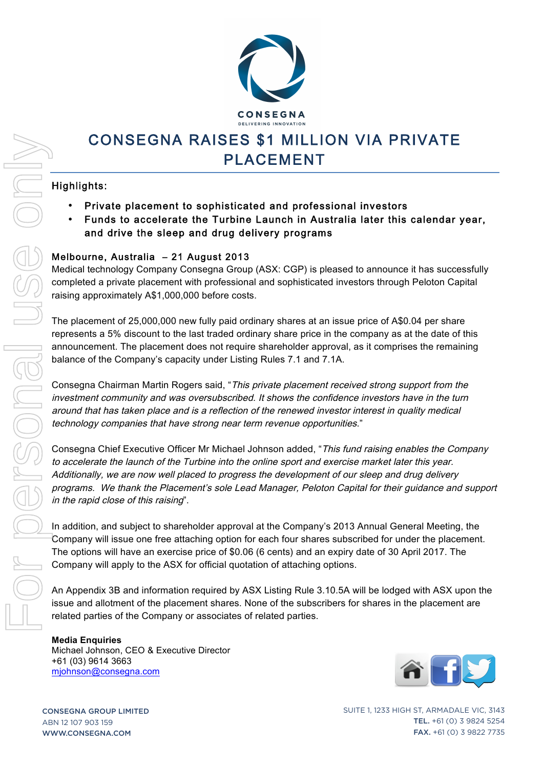CONSEGNA

DELIVERING INNOVATION

# CONSEGNA RAISES $1 MILLION VIA PRIVATE PLACEMENT

## Highlights:

- **Private placement to sophisticated and professional investors**
- **Funds to accelerate the Turbine Launch in Australia later this calendar year, and drive the sleep and drug delivery programs**

**Melbourne, Australia – 21 August 2013**

Medical technology Company Consegna Group (ASX: CGP) is pleased to announce it has successfully completed a private placement with professional and sophisticated investors through Peloton Capital raising approximately A$1,000,000 before costs.

The placement of 25,000,000 new fully paid ordinary shares at an issue price of A$0.04 per share represents a 5% discount to the last traded ordinary share price in the company as at the date of this announcement. The placement does not require shareholder approval, as it comprises the remaining balance of the Company's capacity under Listing Rules 7.1 and 7.1A.

Consegna Chairman Martin Rogers said, "*This private placement received strong support from the investment community and was oversubscribed. It shows the confidence investors have in the turn around that has taken place and is a reflection of the renewed investor interest in quality medical technology companies that have strong near term revenue opportunities.*"

Consegna Chief Executive Officer Mr Michael Johnson added, "*This fund raising enables the Company to accelerate the launch of the Turbine into the online sport and exercise market later this year. Additionally, we are now well placed to progress the development of our sleep and drug delivery programs. We thank the Placement's sole Lead Manager, Peloton Capital for their guidance and support in the rapid close of this raising*".

In addition, and subject to shareholder approval at the Company's 2013 Annual General Meeting, the Company will issue one free attaching option for each four shares subscribed for under the placement. The options will have an exercise price of $0.06 (6 cents) and an expiry date of 30 April 2017. The Company will apply to the ASX for official quotation of attaching options.

An Appendix 3B and information required by ASX Listing Rule 3.10.5A will be lodged with ASX upon the issue and allotment of the placement shares. None of the subscribers for shares in the placement are related parties of the Company or associates of related parties.

**Media Enquiries**
Michael Johnson, CEO & Executive Director
+61 (03) 9614 3663
mjohnson@consegna.com

CONSEGNA GROUP LIMITED
ABN 12 107 903 159
WWW.CONSEGNA.COM

SUITE 1, 1233 HIGH ST, ARMADALE VIC, 3143
**TEL.** +61 (0) 3 9824 5254
**FAX.** +61 (0) 3 9822 7735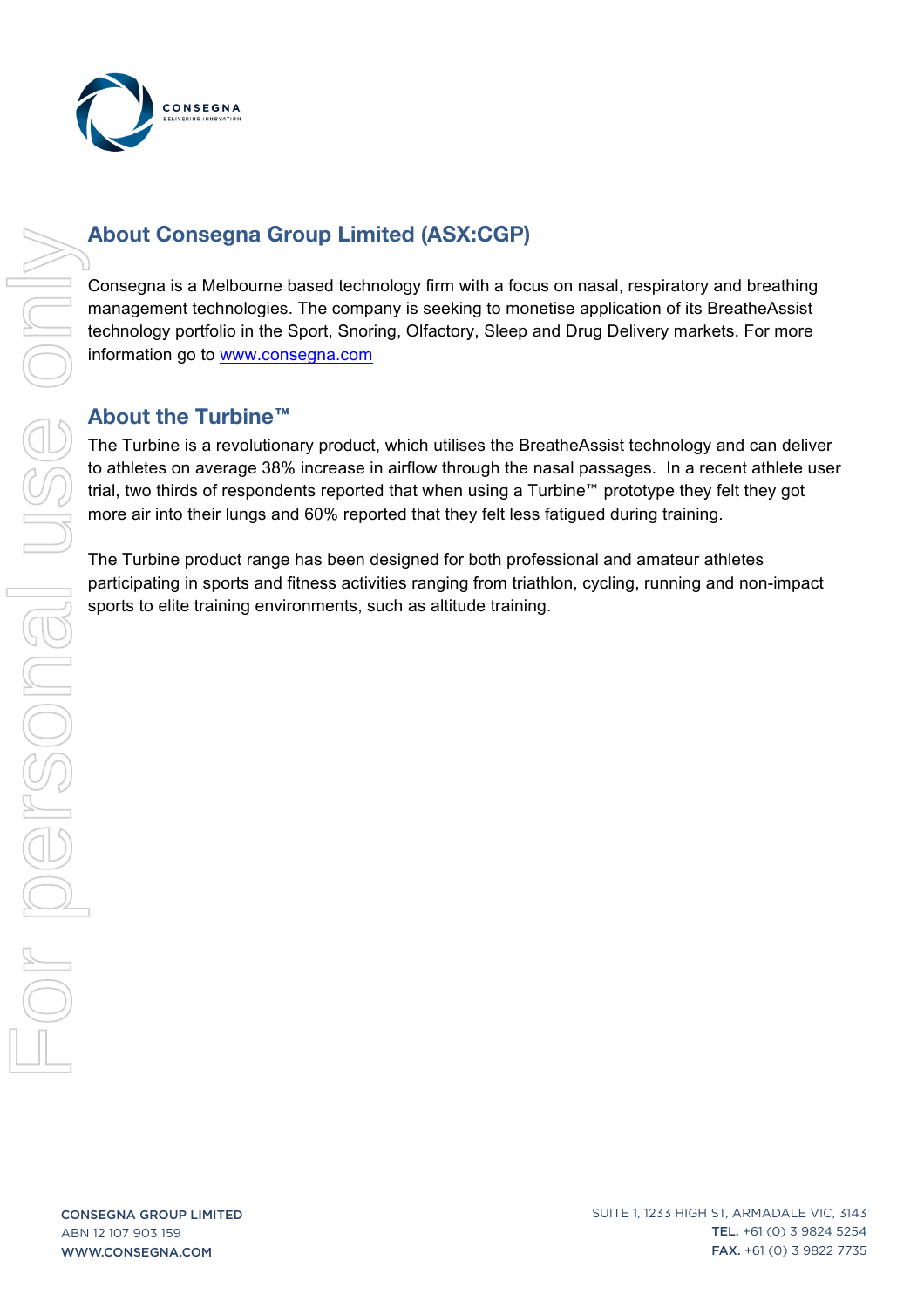## About Consegna Group Limited (ASX:CGP)

Consegna is a Melbourne based technology firm with a focus on nasal, respiratory and breathing management technologies. The company is seeking to monetise application of its BreatheAssist technology portfolio in the Sport, Snoring, Olfactory, Sleep and Drug Delivery markets. For more information go to [www.consegna.com](http://www.consegna.com)

## About the Turbine™

The Turbine is a revolutionary product, which utilises the BreatheAssist technology and can deliver to athletes on average 38% increase in airflow through the nasal passages. In a recent athlete user trial, two thirds of respondents reported that when using a Turbine™ prototype they felt they got more air into their lungs and 60% reported that they felt less fatigued during training.

The Turbine product range has been designed for both professional and amateur athletes participating in sports and fitness activities ranging from triathlon, cycling, running and non-impact sports to elite training environments, such as altitude training.